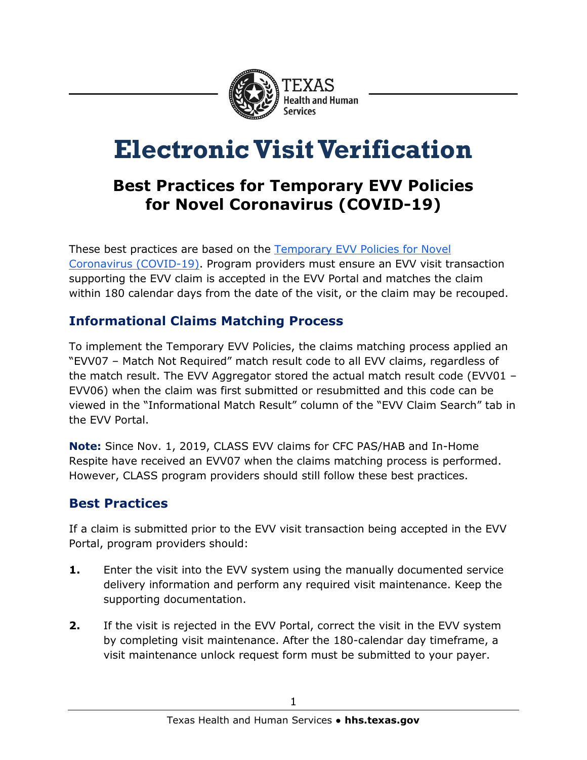# Electronic Visit Verification

## Best Practices for Temporary EVV Policies for Novel Coronavirus (COVID-19)

These best practices are based on the [Temporary EVV Policies for Novel Coronavirus (COVID-19)](). Program providers must ensure an EVV visit transaction supporting the EVV claim is accepted in the EVV Portal and matches the claim within 180 calendar days from the date of the visit, or the claim may be recouped.

### Informational Claims Matching Process

To implement the Temporary EVV Policies, the claims matching process applied an "EVV07 – Match Not Required" match result code to all EVV claims, regardless of the match result. The EVV Aggregator stored the actual match result code (EVV01 – EVV06) when the claim was first submitted or resubmitted and this code can be viewed in the "Informational Match Result" column of the "EVV Claim Search" tab in the EVV Portal.

**Note:** Since Nov. 1, 2019, CLASS EVV claims for CFC PAS/HAB and In-Home Respite have received an EVV07 when the claims matching process is performed. However, CLASS program providers should still follow these best practices.

### Best Practices

If a claim is submitted prior to the EVV visit transaction being accepted in the EVV Portal, program providers should:

1. Enter the visit into the EVV system using the manually documented service delivery information and perform any required visit maintenance. Keep the supporting documentation.
2. If the visit is rejected in the EVV Portal, correct the visit in the EVV system by completing visit maintenance. After the 180-calendar day timeframe, a visit maintenance unlock request form must be submitted to your payer.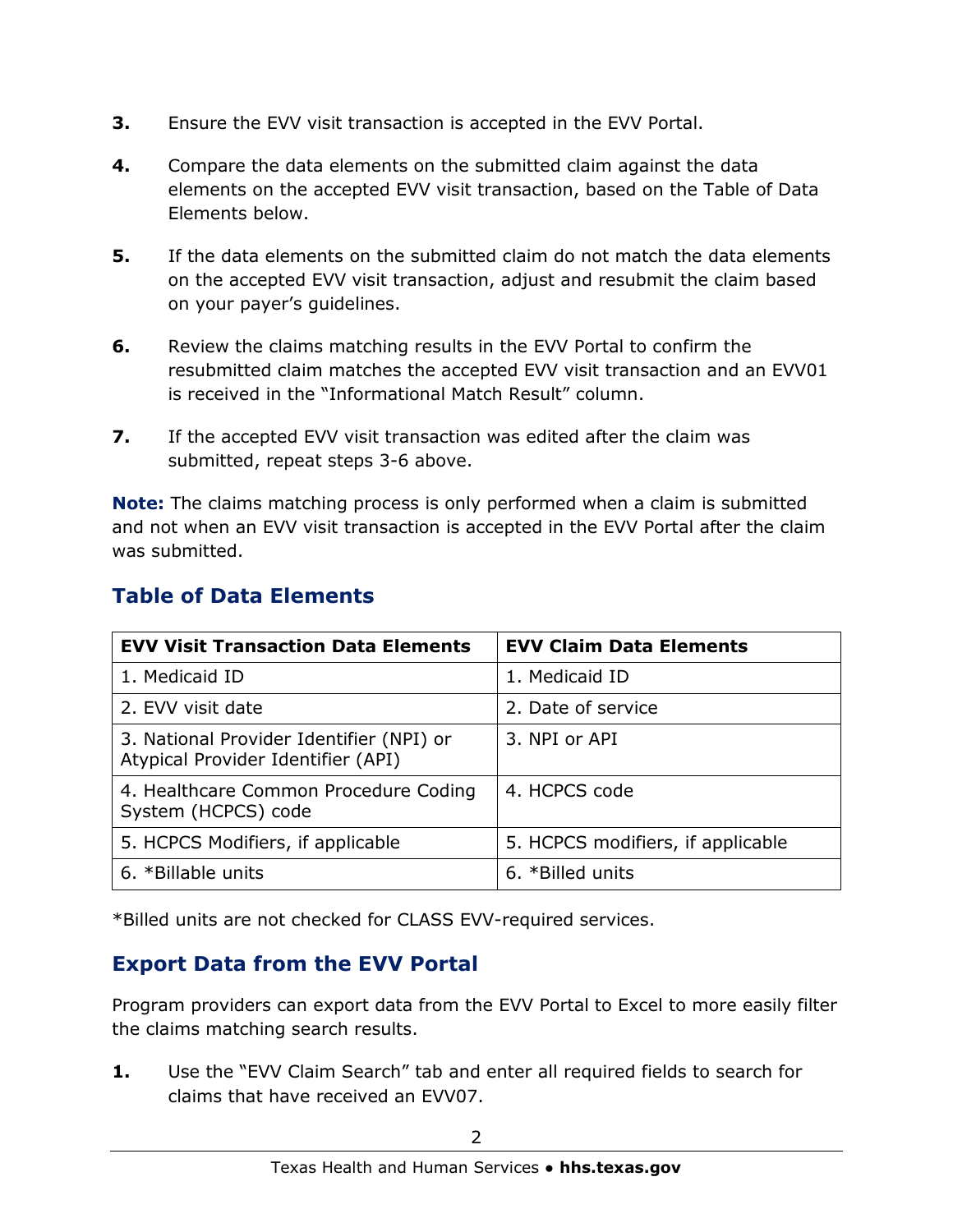3. Ensure the EVV visit transaction is accepted in the EVV Portal.

4. Compare the data elements on the submitted claim against the data elements on the accepted EVV visit transaction, based on the Table of Data Elements below.

5. If the data elements on the submitted claim do not match the data elements on the accepted EVV visit transaction, adjust and resubmit the claim based on your payer's guidelines.

6. Review the claims matching results in the EVV Portal to confirm the resubmitted claim matches the accepted EVV visit transaction and an EVV01 is received in the "Informational Match Result" column.

7. If the accepted EVV visit transaction was edited after the claim was submitted, repeat steps 3-6 above.

**Note:** The claims matching process is only performed when a claim is submitted and not when an EVV visit transaction is accepted in the EVV Portal after the claim was submitted.

## Table of Data Elements

| EVV Visit Transaction Data Elements | EVV Claim Data Elements |
|---|---|
| 1. Medicaid ID | 1. Medicaid ID |
| 2. EVV visit date | 2. Date of service |
| 3. National Provider Identifier (NPI) or Atypical Provider Identifier (API) | 3. NPI or API |
| 4. Healthcare Common Procedure Coding System (HCPCS) code | 4. HCPCS code |
| 5. HCPCS Modifiers, if applicable | 5. HCPCS modifiers, if applicable |
| 6. *Billable units | 6. *Billed units |

*Billed units are not checked for CLASS EVV-required services.

## Export Data from the EVV Portal

Program providers can export data from the EVV Portal to Excel to more easily filter the claims matching search results.

1. Use the "EVV Claim Search" tab and enter all required fields to search for claims that have received an EVV07.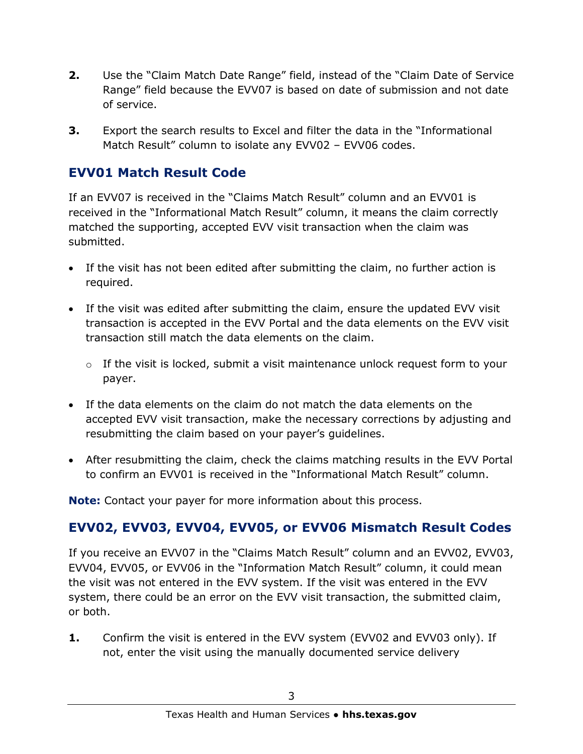2. Use the "Claim Match Date Range" field, instead of the "Claim Date of Service Range" field because the EVV07 is based on date of submission and not date of service.

3. Export the search results to Excel and filter the data in the "Informational Match Result" column to isolate any EVV02 – EVV06 codes.

## EVV01 Match Result Code

If an EVV07 is received in the "Claims Match Result" column and an EVV01 is received in the "Informational Match Result" column, it means the claim correctly matched the supporting, accepted EVV visit transaction when the claim was submitted.

- If the visit has not been edited after submitting the claim, no further action is required.
- If the visit was edited after submitting the claim, ensure the updated EVV visit transaction is accepted in the EVV Portal and the data elements on the EVV visit transaction still match the data elements on the claim.
  - If the visit is locked, submit a visit maintenance unlock request form to your payer.
- If the data elements on the claim do not match the data elements on the accepted EVV visit transaction, make the necessary corrections by adjusting and resubmitting the claim based on your payer's guidelines.
- After resubmitting the claim, check the claims matching results in the EVV Portal to confirm an EVV01 is received in the "Informational Match Result" column.

**Note:** Contact your payer for more information about this process.

## EVV02, EVV03, EVV04, EVV05, or EVV06 Mismatch Result Codes

If you receive an EVV07 in the "Claims Match Result" column and an EVV02, EVV03, EVV04, EVV05, or EVV06 in the "Information Match Result" column, it could mean the visit was not entered in the EVV system. If the visit was entered in the EVV system, there could be an error on the EVV visit transaction, the submitted claim, or both.

1. Confirm the visit is entered in the EVV system (EVV02 and EVV03 only). If not, enter the visit using the manually documented service delivery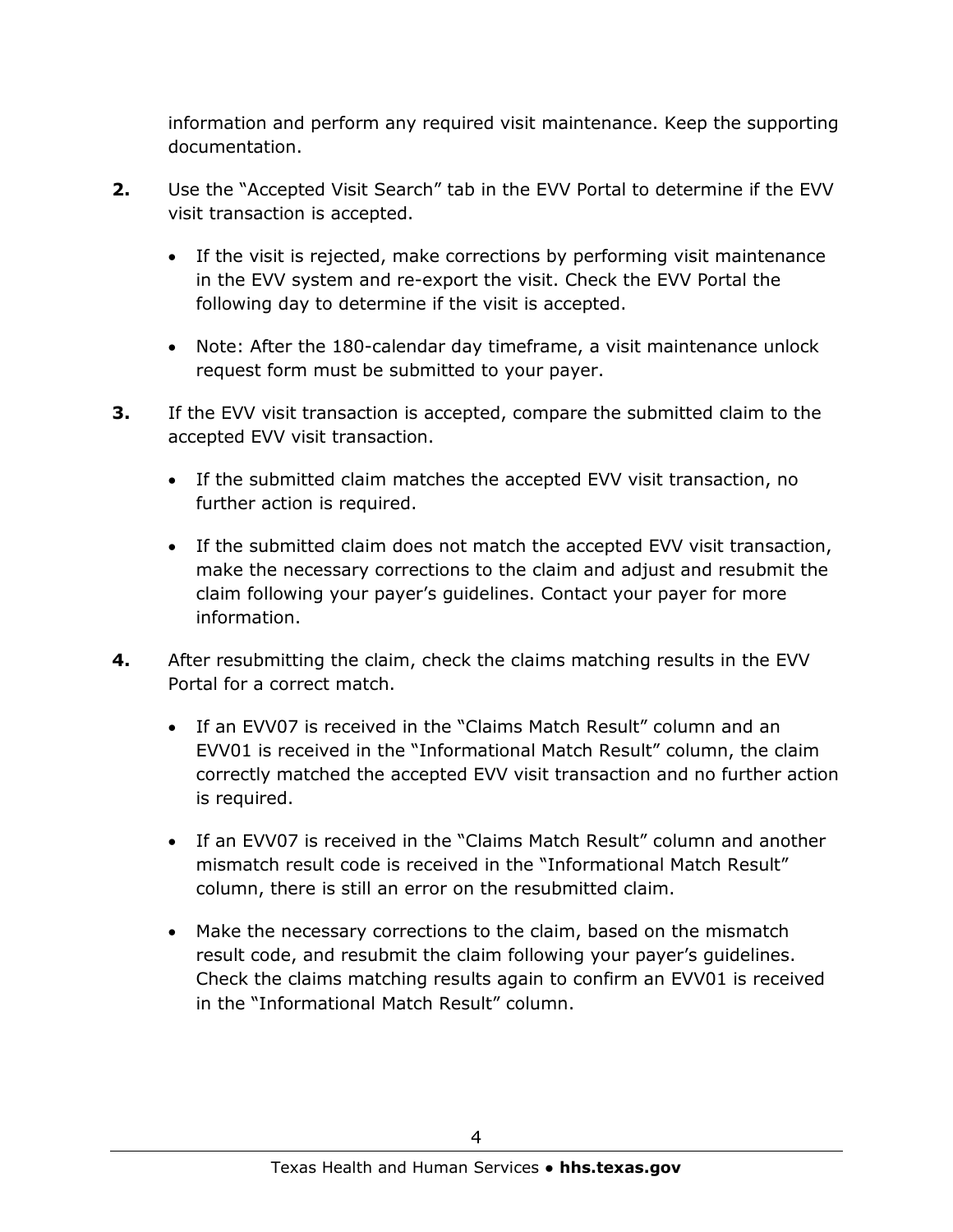information and perform any required visit maintenance. Keep the supporting documentation.

**2.** Use the "Accepted Visit Search" tab in the EVV Portal to determine if the EVV visit transaction is accepted.

- If the visit is rejected, make corrections by performing visit maintenance in the EVV system and re-export the visit. Check the EVV Portal the following day to determine if the visit is accepted.
- Note: After the 180-calendar day timeframe, a visit maintenance unlock request form must be submitted to your payer.

**3.** If the EVV visit transaction is accepted, compare the submitted claim to the accepted EVV visit transaction.

- If the submitted claim matches the accepted EVV visit transaction, no further action is required.
- If the submitted claim does not match the accepted EVV visit transaction, make the necessary corrections to the claim and adjust and resubmit the claim following your payer's guidelines. Contact your payer for more information.

**4.** After resubmitting the claim, check the claims matching results in the EVV Portal for a correct match.

- If an EVV07 is received in the "Claims Match Result" column and an EVV01 is received in the "Informational Match Result" column, the claim correctly matched the accepted EVV visit transaction and no further action is required.
- If an EVV07 is received in the "Claims Match Result" column and another mismatch result code is received in the "Informational Match Result" column, there is still an error on the resubmitted claim.
- Make the necessary corrections to the claim, based on the mismatch result code, and resubmit the claim following your payer's guidelines. Check the claims matching results again to confirm an EVV01 is received in the "Informational Match Result" column.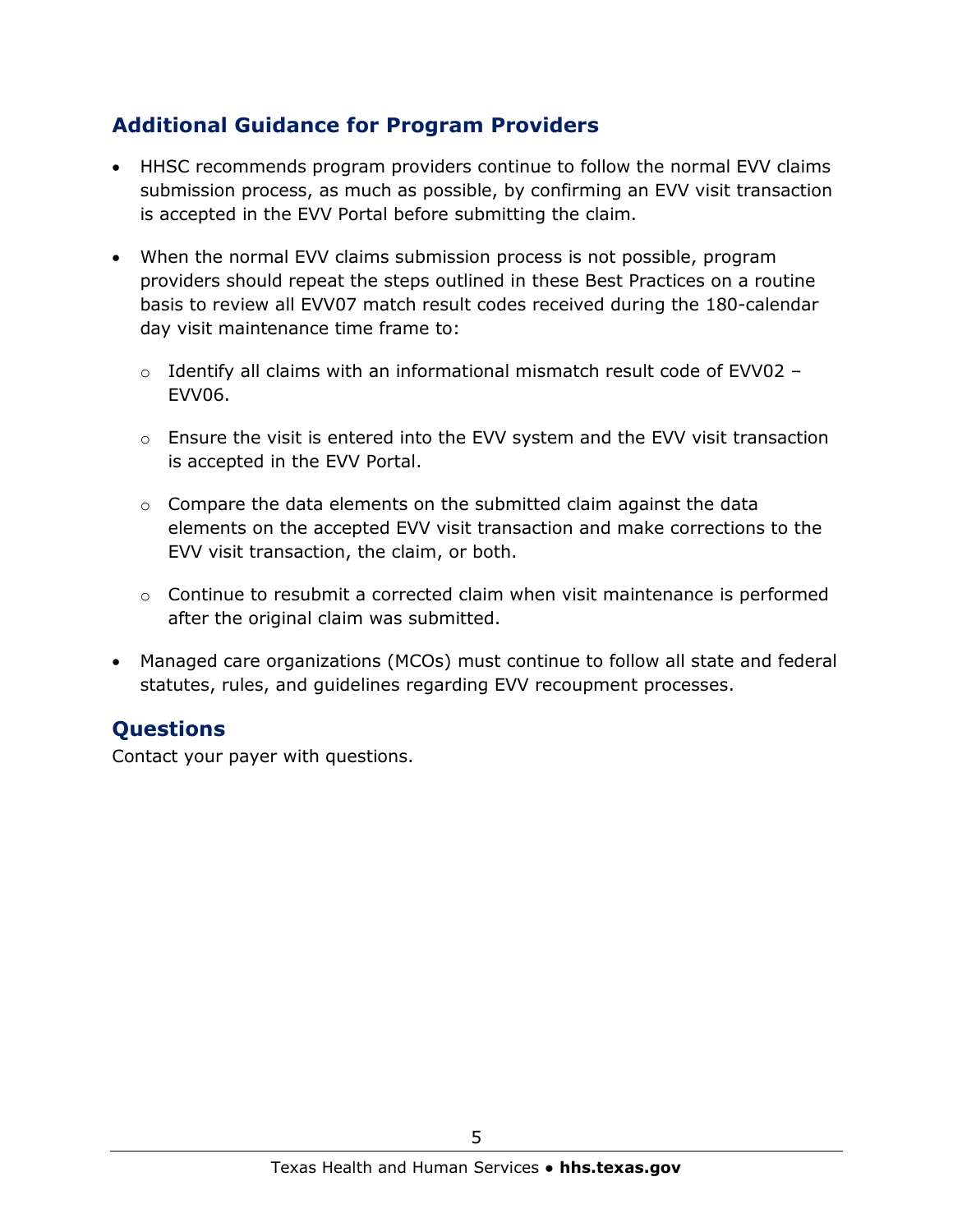## Additional Guidance for Program Providers

- HHSC recommends program providers continue to follow the normal EVV claims submission process, as much as possible, by confirming an EVV visit transaction is accepted in the EVV Portal before submitting the claim.
- When the normal EVV claims submission process is not possible, program providers should repeat the steps outlined in these Best Practices on a routine basis to review all EVV07 match result codes received during the 180-calendar day visit maintenance time frame to:
  - Identify all claims with an informational mismatch result code of EVV02 – EVV06.
  - Ensure the visit is entered into the EVV system and the EVV visit transaction is accepted in the EVV Portal.
  - Compare the data elements on the submitted claim against the data elements on the accepted EVV visit transaction and make corrections to the EVV visit transaction, the claim, or both.
  - Continue to resubmit a corrected claim when visit maintenance is performed after the original claim was submitted.
- Managed care organizations (MCOs) must continue to follow all state and federal statutes, rules, and guidelines regarding EVV recoupment processes.

## Questions

Contact your payer with questions.